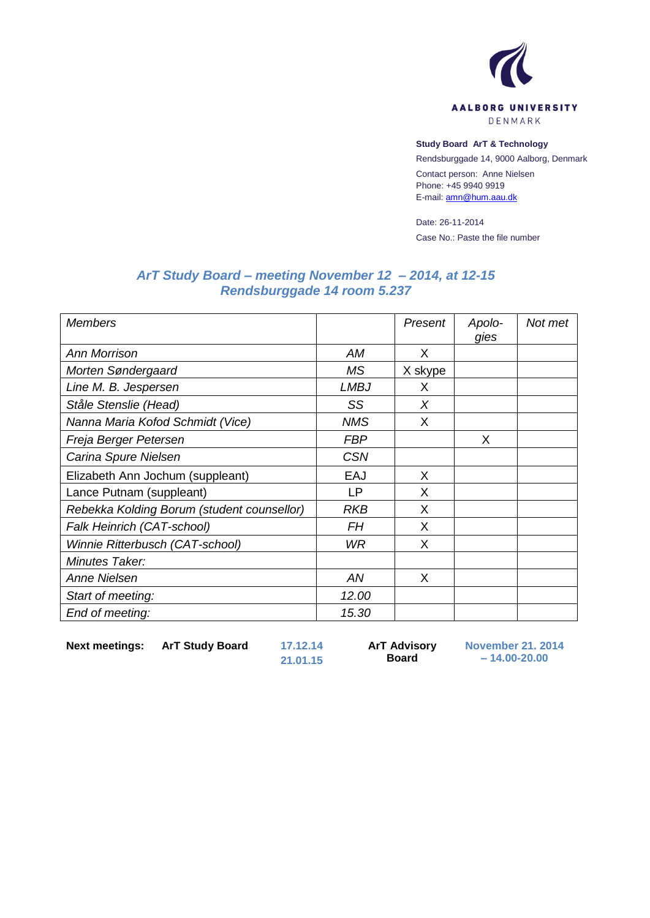AALBORG UNIVERSITY
DENMARK

**Study Board ArT & Technology**
Rendsburggade 14, 9000 Aalborg, Denmark
Contact person: Anne Nielsen
Phone: +45 9940 9919
E-mail: amn@hum.aau.dk

Date: 26-11-2014
Case No.: Paste the file number

## *ArT Study Board – meeting November 12 – 2014, at 12-15*
## *Rendsburggade 14 room 5.237*

| *Members* | | *Present* | *Apolo-gies* | *Not met* |
|---|---|---|---|---|
| *Ann Morrison* | *AM* | X | | |
| *Morten Søndergaard* | *MS* | X skype | | |
| *Line M. B. Jespersen* | *LMBJ* | X | | |
| *Ståle Stenslie (Head)* | *SS* | *X* | | |
| *Nanna Maria Kofod Schmidt (Vice)* | *NMS* | X | | |
| *Freja Berger Petersen* | *FBP* | | X | |
| *Carina Spure Nielsen* | *CSN* | | | |
| Elizabeth Ann Jochum (suppleant) | EAJ | X | | |
| Lance Putnam (suppleant) | LP | X | | |
| *Rebekka Kolding Borum (student counsellor)* | *RKB* | X | | |
| *Falk Heinrich (CAT-school)* | *FH* | X | | |
| *Winnie Ritterbusch (CAT-school)* | *WR* | X | | |
| *Minutes Taker:* | | | | |
| *Anne Nielsen* | *AN* | X | | |
| *Start of meeting:* | *12.00* | | | |
| *End of meeting:* | *15.30* | | | |

| **Next meetings:** | **ArT Study Board** | **17.12.14** **21.01.15** | **ArT Advisory Board** | **November 21. 2014 – 14.00-20.00** |
|---|---|---|---|---|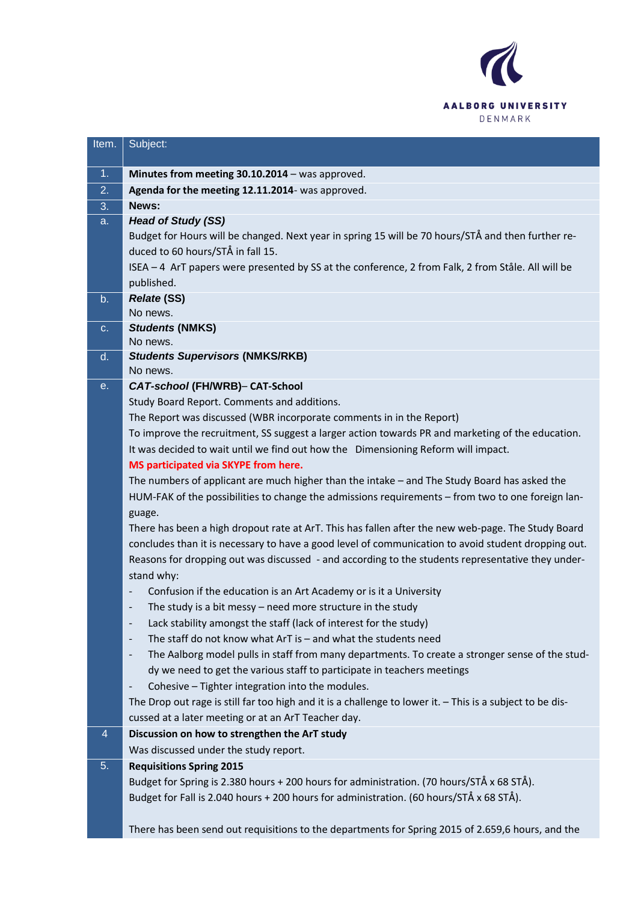| Item. | Subject: |
|---|---|
| 1. | **Minutes from meeting 30.10.2014** – was approved. |
| 2. | **Agenda for the meeting 12.11.2014**- was approved. |
| 3. | **News:** |
| a. | ***Head of Study (SS)***<br>Budget for Hours will be changed. Next year in spring 15 will be 70 hours/STÅ and then further reduced to 60 hours/STÅ in fall 15.<br>ISEA – 4 ArT papers were presented by SS at the conference, 2 from Falk, 2 from Ståle. All will be published. |
| b. | ***Relate* (SS)**<br>No news. |
| c. | ***Students* (NMKS)**<br>No news. |
| d. | ***Students Supervisors* (NMKS/RKB)**<br>No news. |
| e. | ***CAT-school* (FH/WRB)– CAT-School**<br>Study Board Report. Comments and additions.<br>The Report was discussed (WBR incorporate comments in in the Report)<br>To improve the recruitment, SS suggest a larger action towards PR and marketing of the education. It was decided to wait until we find out how the Dimensioning Reform will impact.<br>**MS participated via SKYPE from here.**<br>The numbers of applicant are much higher than the intake – and The Study Board has asked the HUM-FAK of the possibilities to change the admissions requirements – from two to one foreign language.<br>There has been a high dropout rate at ArT. This has fallen after the new web-page. The Study Board concludes than it is necessary to have a good level of communication to avoid student dropping out.<br>Reasons for dropping out was discussed - and according to the students representative they understand why:<br>- Confusion if the education is an Art Academy or is it a University<br>- The study is a bit messy – need more structure in the study<br>- Lack stability amongst the staff (lack of interest for the study)<br>- The staff do not know what ArT is – and what the students need<br>- The Aalborg model pulls in staff from many departments. To create a stronger sense of the study we need to get the various staff to participate in teachers meetings<br>- Cohesive – Tighter integration into the modules.<br>The Drop out rage is still far too high and it is a challenge to lower it. – This is a subject to be discussed at a later meeting or at an ArT Teacher day. |
| 4 | **Discussion on how to strengthen the ArT study**<br>Was discussed under the study report. |
| 5. | **Requisitions Spring 2015**<br>Budget for Spring is 2.380 hours + 200 hours for administration. (70 hours/STÅ x 68 STÅ).<br>Budget for Fall is 2.040 hours + 200 hours for administration. (60 hours/STÅ x 68 STÅ).<br><br>There has been send out requisitions to the departments for Spring 2015 of 2.659,6 hours, and the |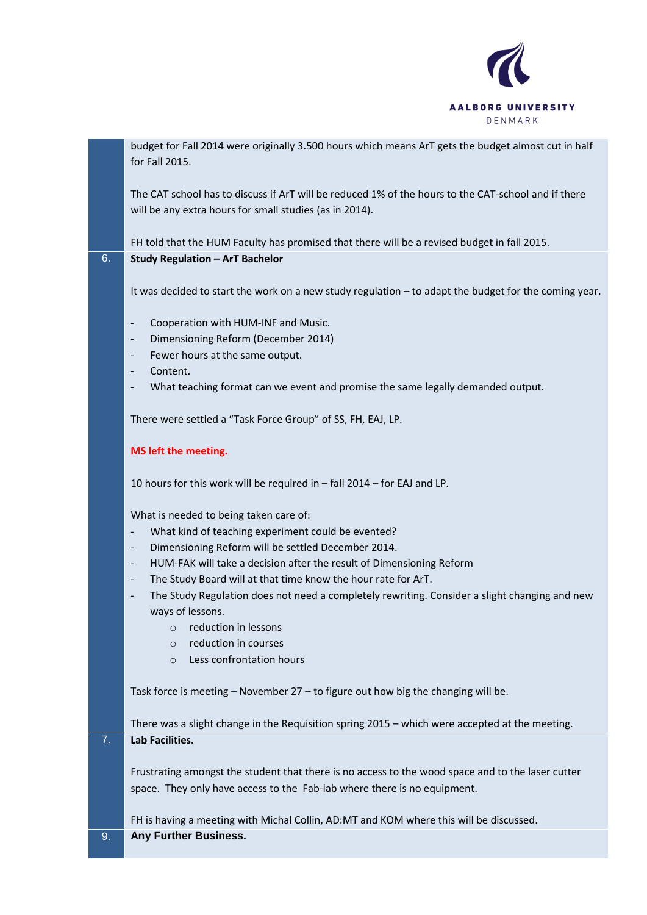budget for Fall 2014 were originally 3.500 hours which means ArT gets the budget almost cut in half for Fall 2015.

The CAT school has to discuss if ArT will be reduced 1% of the hours to the CAT-school and if there will be any extra hours for small studies (as in 2014).

FH told that the HUM Faculty has promised that there will be a revised budget in fall 2015.

**6. Study Regulation – ArT Bachelor**

It was decided to start the work on a new study regulation – to adapt the budget for the coming year.

- Cooperation with HUM-INF and Music.
- Dimensioning Reform (December 2014)
- Fewer hours at the same output.
- Content.
- What teaching format can we event and promise the same legally demanded output.

There were settled a "Task Force Group" of SS, FH, EAJ, LP.

**MS left the meeting.**

10 hours for this work will be required in – fall 2014 – for EAJ and LP.

What is needed to being taken care of:

- What kind of teaching experiment could be evented?
- Dimensioning Reform will be settled December 2014.
- HUM-FAK will take a decision after the result of Dimensioning Reform
- The Study Board will at that time know the hour rate for ArT.
- The Study Regulation does not need a completely rewriting. Consider a slight changing and new ways of lessons.
    - reduction in lessons
    - reduction in courses
    - Less confrontation hours

Task force is meeting – November 27 – to figure out how big the changing will be.

There was a slight change in the Requisition spring 2015 – which were accepted at the meeting.

**7. Lab Facilities.**

Frustrating amongst the student that there is no access to the wood space and to the laser cutter space. They only have access to the Fab-lab where there is no equipment.

FH is having a meeting with Michal Collin, AD:MT and KOM where this will be discussed.

**9. Any Further Business.**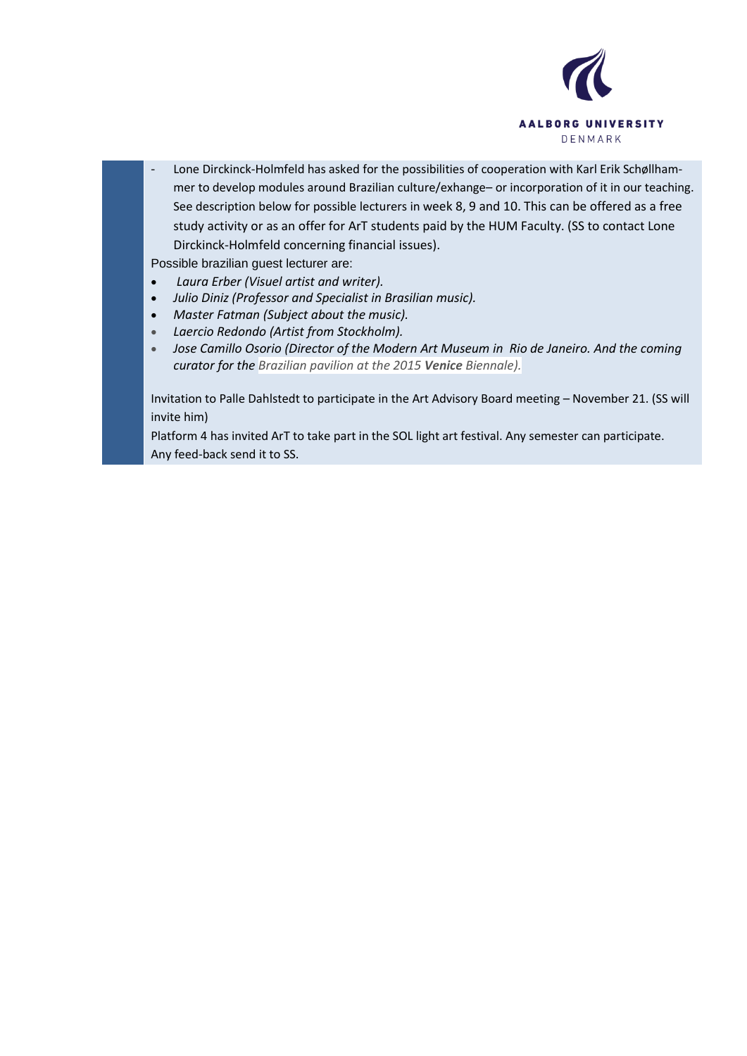- Lone Dirckinck-Holmfeld has asked for the possibilities of cooperation with Karl Erik Schøllhammer to develop modules around Brazilian culture/exhange– or incorporation of it in our teaching. See description below for possible lecturers in week 8, 9 and 10. This can be offered as a free study activity or as an offer for ArT students paid by the HUM Faculty. (SS to contact Lone Dirckinck-Holmfeld concerning financial issues).

Possible brazilian guest lecturer are:

- *Laura Erber (Visuel artist and writer).*
- *Julio Diniz (Professor and Specialist in Brasilian music).*
- *Master Fatman (Subject about the music).*
- *Laercio Redondo (Artist from Stockholm).*
- *Jose Camillo Osorio (Director of the Modern Art Museum in Rio de Janeiro. And the coming curator for the Brazilian pavilion at the 2015 **Venice** Biennale).*

Invitation to Palle Dahlstedt to participate in the Art Advisory Board meeting – November 21. (SS will invite him)

Platform 4 has invited ArT to take part in the SOL light art festival. Any semester can participate. Any feed-back send it to SS.